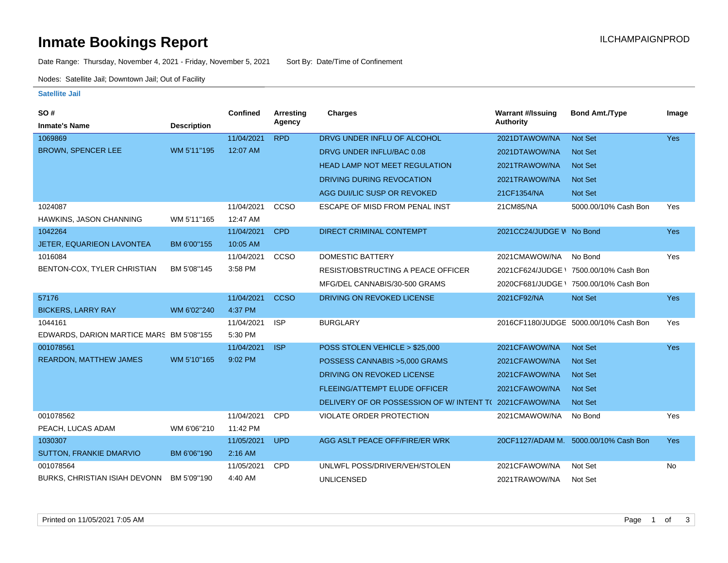# Inmate Bookings Report

ILCHAMPAIGNPROD

Date Range: Thursday, November 4, 2021 - Friday, November 5, 2021 Sort By: Date/Time of Confinement

Nodes: Satellite Jail; Downtown Jail; Out of Facility

### Satellite Jail

| SO # / Inmate's Name | Description | Confined | Arresting Agency | Charges | Warrant #/Issuing Authority | Bond Amt./Type | Image |
|---|---|---|---|---|---|---|---|
| 1069869 BROWN, SPENCER LEE | WM 5'11"195 | 11/04/2021 12:07 AM | RPD | DRVG UNDER INFLU OF ALCOHOL | 2021DTAWOW/NA | Not Set | Yes |
| | | | | DRVG UNDER INFLU/BAC 0.08 | 2021DTAWOW/NA | Not Set | |
| | | | | HEAD LAMP NOT MEET REGULATION | 2021TRAWOW/NA | Not Set | |
| | | | | DRIVING DURING REVOCATION | 2021TRAWOW/NA | Not Set | |
| | | | | AGG DUI/LIC SUSP OR REVOKED | 21CF1354/NA | Not Set | |
| 1024087 HAWKINS, JASON CHANNING | WM 5'11"165 | 11/04/2021 12:47 AM | CCSO | ESCAPE OF MISD FROM PENAL INST | 21CM85/NA | 5000.00/10% Cash Bon | Yes |
| 1042264 JETER, EQUARIEON LAVONTEA | BM 6'00"155 | 11/04/2021 10:05 AM | CPD | DIRECT CRIMINAL CONTEMPT | 2021CC24/JUDGE W | No Bond | Yes |
| 1016084 BENTON-COX, TYLER CHRISTIAN | BM 5'08"145 | 11/04/2021 3:58 PM | CCSO | DOMESTIC BATTERY | 2021CMAWOW/NA | No Bond | Yes |
| | | | | RESIST/OBSTRUCTING A PEACE OFFICER | 2021CF624/JUDGE \ | 7500.00/10% Cash Bon | |
| | | | | MFG/DEL CANNABIS/30-500 GRAMS | 2020CF681/JUDGE \ | 7500.00/10% Cash Bon | |
| 57176 BICKERS, LARRY RAY | WM 6'02"240 | 11/04/2021 4:37 PM | CCSO | DRIVING ON REVOKED LICENSE | 2021CF92/NA | Not Set | Yes |
| 1044161 EDWARDS, DARION MARTICE MARS | BM 5'08"155 | 11/04/2021 5:30 PM | ISP | BURGLARY | 2016CF1180/JUDGE | 5000.00/10% Cash Bon | Yes |
| 001078561 REARDON, MATTHEW JAMES | WM 5'10"165 | 11/04/2021 9:02 PM | ISP | POSS STOLEN VEHICLE > $25,000 | 2021CFAWOW/NA | Not Set | Yes |
| | | | | POSSESS CANNABIS >5,000 GRAMS | 2021CFAWOW/NA | Not Set | |
| | | | | DRIVING ON REVOKED LICENSE | 2021CFAWOW/NA | Not Set | |
| | | | | FLEEING/ATTEMPT ELUDE OFFICER | 2021CFAWOW/NA | Not Set | |
| | | | | DELIVERY OF OR POSSESSION OF W/ INTENT T( | 2021CFAWOW/NA | Not Set | |
| 001078562 PEACH, LUCAS ADAM | WM 6'06"210 | 11/04/2021 11:42 PM | CPD | VIOLATE ORDER PROTECTION | 2021CMAWOW/NA | No Bond | Yes |
| 1030307 SUTTON, FRANKIE DMARVIO | BM 6'06"190 | 11/05/2021 2:16 AM | UPD | AGG ASLT PEACE OFF/FIRE/ER WRK | 20CF1127/ADAM M. | 5000.00/10% Cash Bon | Yes |
| 001078564 BURKS, CHRISTIAN ISIAH DEVONN | BM 5'09"190 | 11/05/2021 4:40 AM | CPD | UNLWFL POSS/DRIVER/VEH/STOLEN | 2021CFAWOW/NA | Not Set | No |
| | | | | UNLICENSED | 2021TRAWOW/NA | Not Set | |

Printed on 11/05/2021 7:05 AM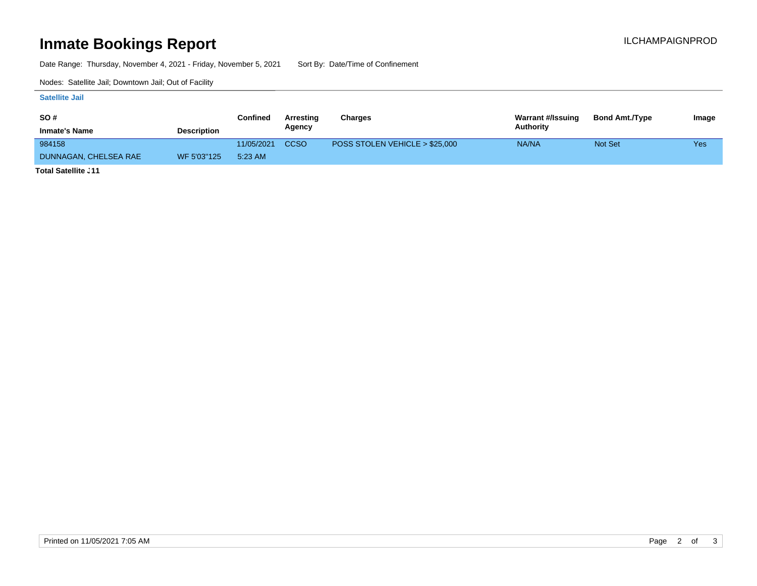# Inmate Bookings Report

ILCHAMPAIGNPROD

Date Range: Thursday, November 4, 2021 - Friday, November 5, 2021    Sort By: Date/Time of Confinement

Nodes: Satellite Jail; Downtown Jail; Out of Facility

### Satellite Jail

| SO # / Inmate's Name | Description | Confined | Arresting Agency | Charges | Warrant #/Issuing Authority | Bond Amt./Type | Image |
|---|---|---|---|---|---|---|---|
| 984158 DUNNAGAN, CHELSEA RAE | WF 5'03"125 | 11/05/2021 5:23 AM | CCSO | POSS STOLEN VEHICLE > $25,000 | NA/NA | Not Set | Yes |

**Total Satellite J11**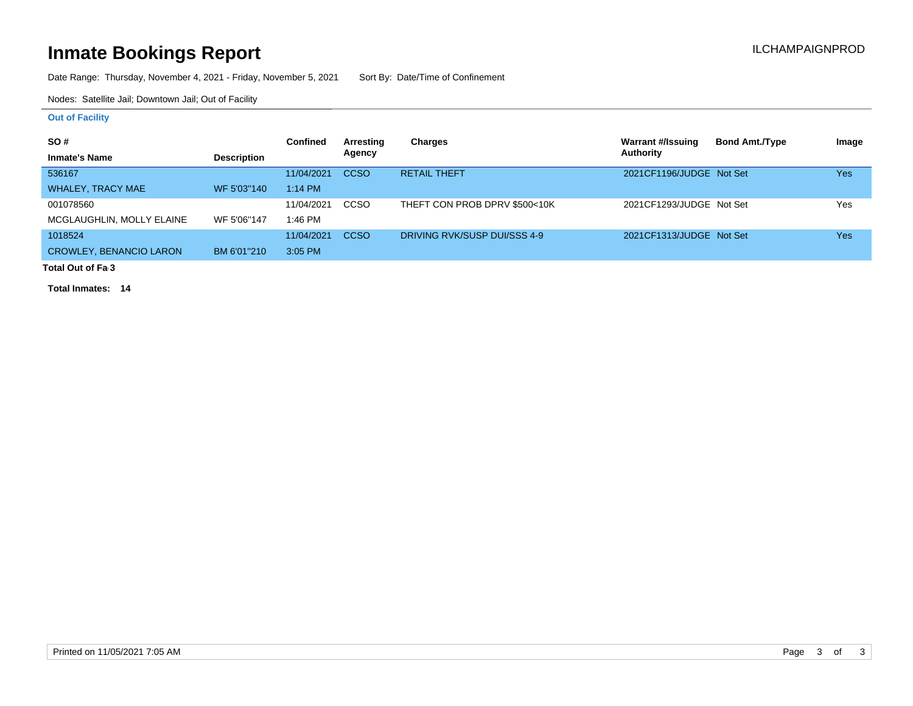# Inmate Bookings Report

ILCHAMPAIGNPROD

Date Range: Thursday, November 4, 2021 - Friday, November 5, 2021    Sort By: Date/Time of Confinement

Nodes: Satellite Jail; Downtown Jail; Out of Facility

**Out of Facility**

| SO # / Inmate's Name | Description | Confined | Arresting Agency | Charges | Warrant #/Issuing Authority | Bond Amt./Type | Image |
|---|---|---|---|---|---|---|---|
| 536167 WHALEY, TRACY MAE | WF 5'03"140 | 11/04/2021 1:14 PM | CCSO | RETAIL THEFT | 2021CF1196/JUDGE | Not Set | Yes |
| 001078560 MCGLAUGHLIN, MOLLY ELAINE | WF 5'06"147 | 11/04/2021 1:46 PM | CCSO | THEFT CON PROB DPRV $500<10K | 2021CF1293/JUDGE | Not Set | Yes |
| 1018524 CROWLEY, BENANCIO LARON | BM 6'01"210 | 11/04/2021 3:05 PM | CCSO | DRIVING RVK/SUSP DUI/SSS 4-9 | 2021CF1313/JUDGE | Not Set | Yes |

**Total Out of Fa 3**

**Total Inmates: 14**

Printed on 11/05/2021 7:05 AM